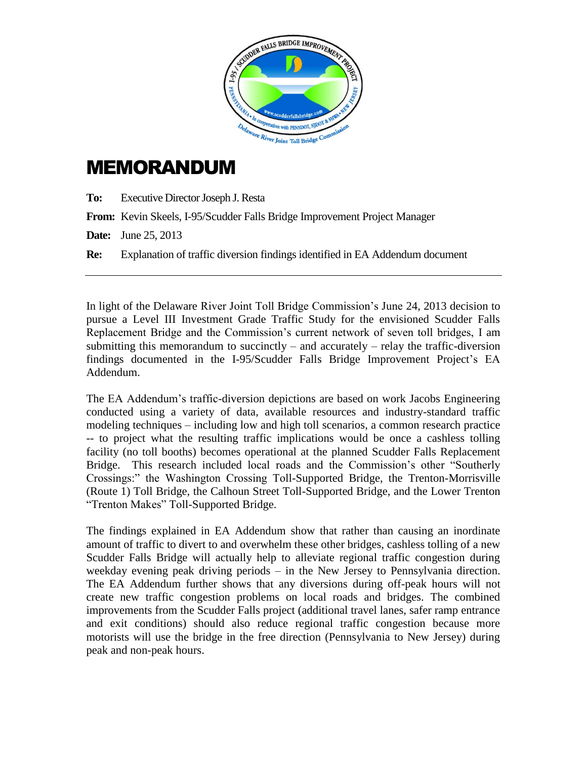# MEMORANDUM

**To:** Executive Director Joseph J. Resta

**From:** Kevin Skeels, I-95/Scudder Falls Bridge Improvement Project Manager

**Date:** June 25, 2013

**Re:** Explanation of traffic diversion findings identified in EA Addendum document

---

In light of the Delaware River Joint Toll Bridge Commission's June 24, 2013 decision to pursue a Level III Investment Grade Traffic Study for the envisioned Scudder Falls Replacement Bridge and the Commission's current network of seven toll bridges, I am submitting this memorandum to succinctly – and accurately – relay the traffic-diversion findings documented in the I-95/Scudder Falls Bridge Improvement Project's EA Addendum.

The EA Addendum's traffic-diversion depictions are based on work Jacobs Engineering conducted using a variety of data, available resources and industry-standard traffic modeling techniques – including low and high toll scenarios, a common research practice -- to project what the resulting traffic implications would be once a cashless tolling facility (no toll booths) becomes operational at the planned Scudder Falls Replacement Bridge. This research included local roads and the Commission's other "Southerly Crossings:" the Washington Crossing Toll-Supported Bridge, the Trenton-Morrisville (Route 1) Toll Bridge, the Calhoun Street Toll-Supported Bridge, and the Lower Trenton "Trenton Makes" Toll-Supported Bridge.

The findings explained in EA Addendum show that rather than causing an inordinate amount of traffic to divert to and overwhelm these other bridges, cashless tolling of a new Scudder Falls Bridge will actually help to alleviate regional traffic congestion during weekday evening peak driving periods – in the New Jersey to Pennsylvania direction. The EA Addendum further shows that any diversions during off-peak hours will not create new traffic congestion problems on local roads and bridges. The combined improvements from the Scudder Falls project (additional travel lanes, safer ramp entrance and exit conditions) should also reduce regional traffic congestion because more motorists will use the bridge in the free direction (Pennsylvania to New Jersey) during peak and non-peak hours.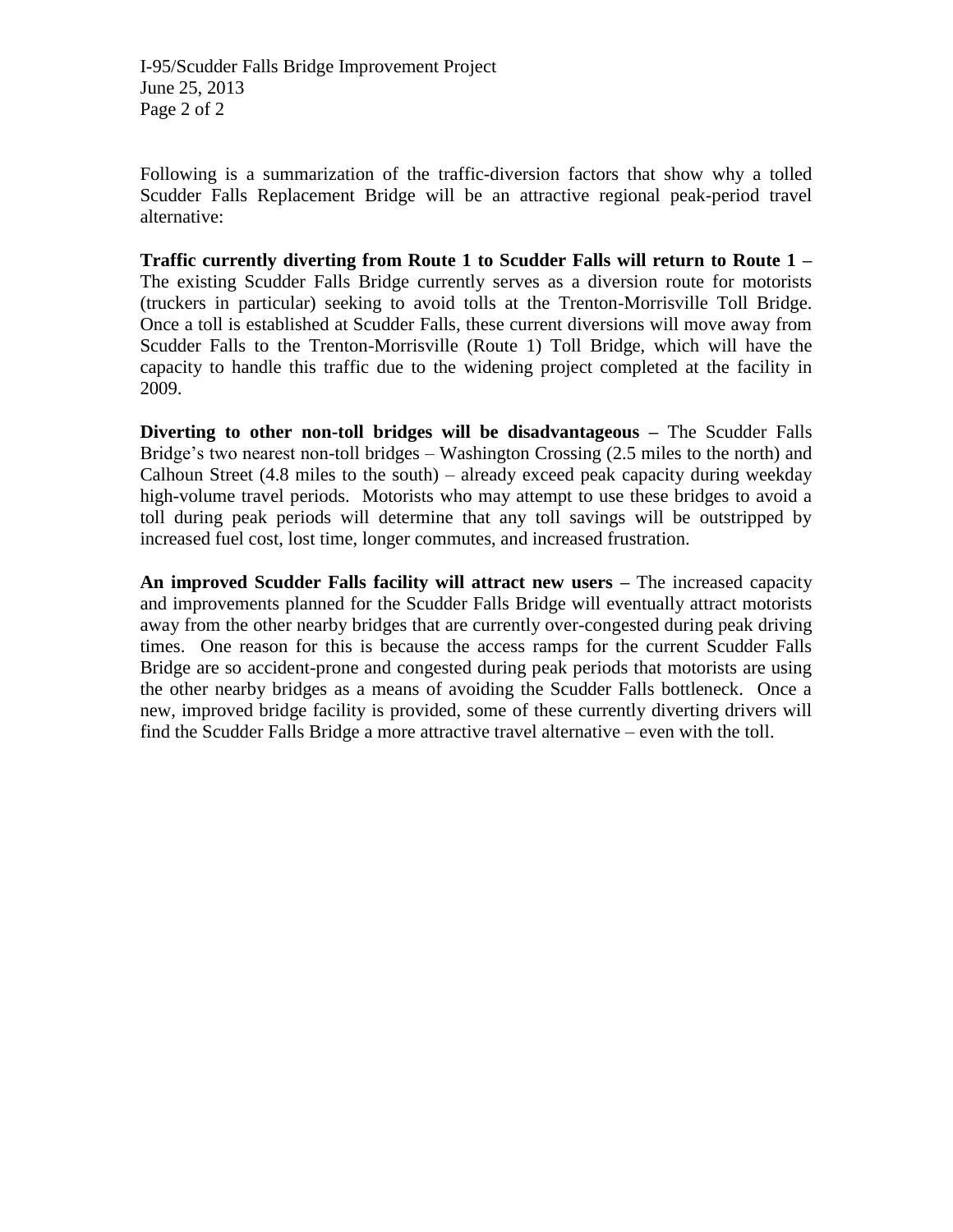Following is a summarization of the traffic-diversion factors that show why a tolled Scudder Falls Replacement Bridge will be an attractive regional peak-period travel alternative:

**Traffic currently diverting from Route 1 to Scudder Falls will return to Route 1 –** The existing Scudder Falls Bridge currently serves as a diversion route for motorists (truckers in particular) seeking to avoid tolls at the Trenton-Morrisville Toll Bridge. Once a toll is established at Scudder Falls, these current diversions will move away from Scudder Falls to the Trenton-Morrisville (Route 1) Toll Bridge, which will have the capacity to handle this traffic due to the widening project completed at the facility in 2009.

**Diverting to other non-toll bridges will be disadvantageous –** The Scudder Falls Bridge's two nearest non-toll bridges – Washington Crossing (2.5 miles to the north) and Calhoun Street (4.8 miles to the south) – already exceed peak capacity during weekday high-volume travel periods. Motorists who may attempt to use these bridges to avoid a toll during peak periods will determine that any toll savings will be outstripped by increased fuel cost, lost time, longer commutes, and increased frustration.

**An improved Scudder Falls facility will attract new users –** The increased capacity and improvements planned for the Scudder Falls Bridge will eventually attract motorists away from the other nearby bridges that are currently over-congested during peak driving times. One reason for this is because the access ramps for the current Scudder Falls Bridge are so accident-prone and congested during peak periods that motorists are using the other nearby bridges as a means of avoiding the Scudder Falls bottleneck. Once a new, improved bridge facility is provided, some of these currently diverting drivers will find the Scudder Falls Bridge a more attractive travel alternative – even with the toll.